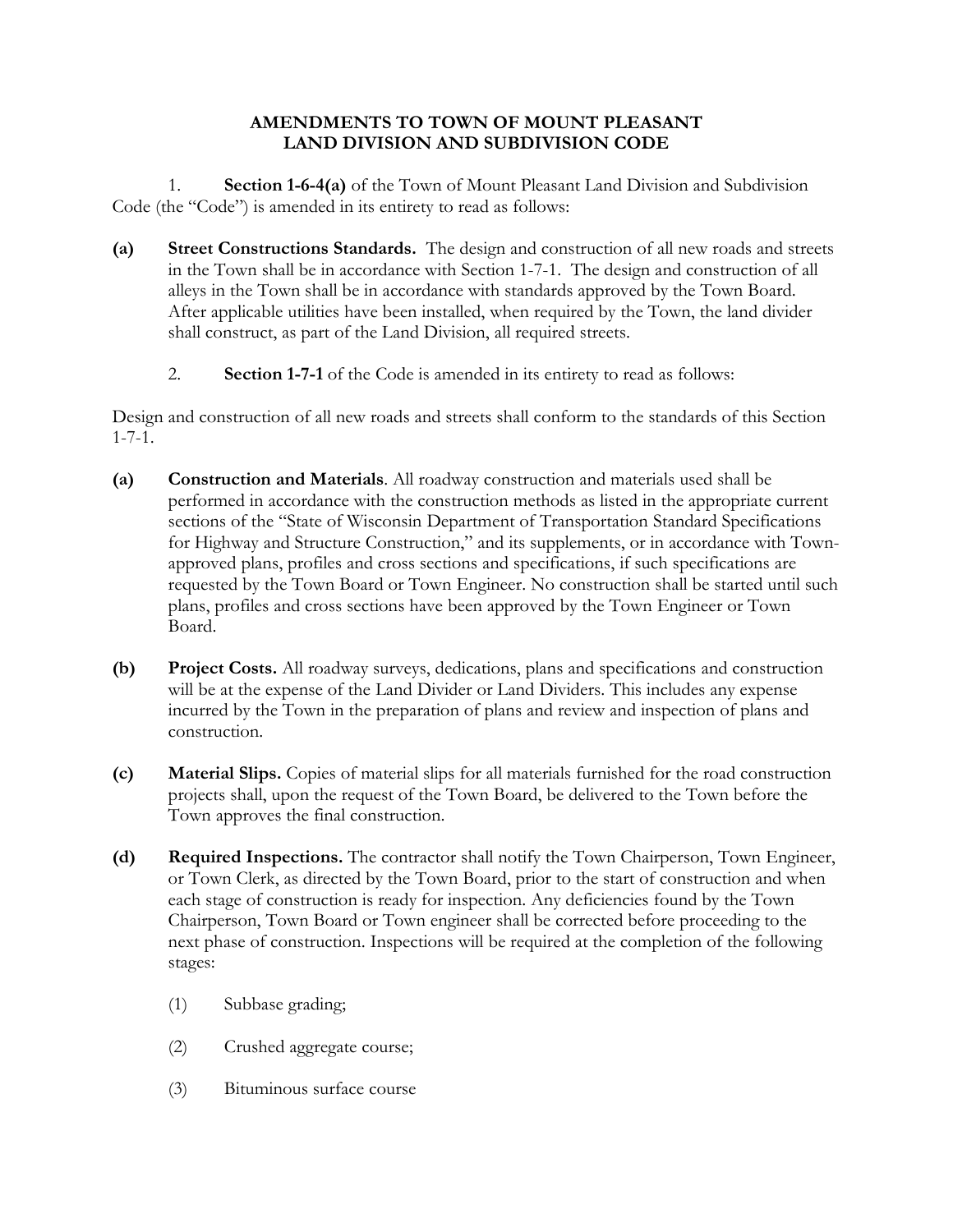# AMENDMENTS TO TOWN OF MOUNT PLEASANT LAND DIVISION AND SUBDIVISION CODE

1. **Section 1-6-4(a)** of the Town of Mount Pleasant Land Division and Subdivision Code (the "Code") is amended in its entirety to read as follows:

**(a)** **Street Constructions Standards.** The design and construction of all new roads and streets in the Town shall be in accordance with Section 1-7-1. The design and construction of all alleys in the Town shall be in accordance with standards approved by the Town Board. After applicable utilities have been installed, when required by the Town, the land divider shall construct, as part of the Land Division, all required streets.

2. **Section 1-7-1** of the Code is amended in its entirety to read as follows:

Design and construction of all new roads and streets shall conform to the standards of this Section 1-7-1.

**(a)** **Construction and Materials**. All roadway construction and materials used shall be performed in accordance with the construction methods as listed in the appropriate current sections of the "State of Wisconsin Department of Transportation Standard Specifications for Highway and Structure Construction," and its supplements, or in accordance with Town-approved plans, profiles and cross sections and specifications, if such specifications are requested by the Town Board or Town Engineer. No construction shall be started until such plans, profiles and cross sections have been approved by the Town Engineer or Town Board.

**(b)** **Project Costs.** All roadway surveys, dedications, plans and specifications and construction will be at the expense of the Land Divider or Land Dividers. This includes any expense incurred by the Town in the preparation of plans and review and inspection of plans and construction.

**(c)** **Material Slips.** Copies of material slips for all materials furnished for the road construction projects shall, upon the request of the Town Board, be delivered to the Town before the Town approves the final construction.

**(d)** **Required Inspections.** The contractor shall notify the Town Chairperson, Town Engineer, or Town Clerk, as directed by the Town Board, prior to the start of construction and when each stage of construction is ready for inspection. Any deficiencies found by the Town Chairperson, Town Board or Town engineer shall be corrected before proceeding to the next phase of construction. Inspections will be required at the completion of the following stages:

(1) Subbase grading;

(2) Crushed aggregate course;

(3) Bituminous surface course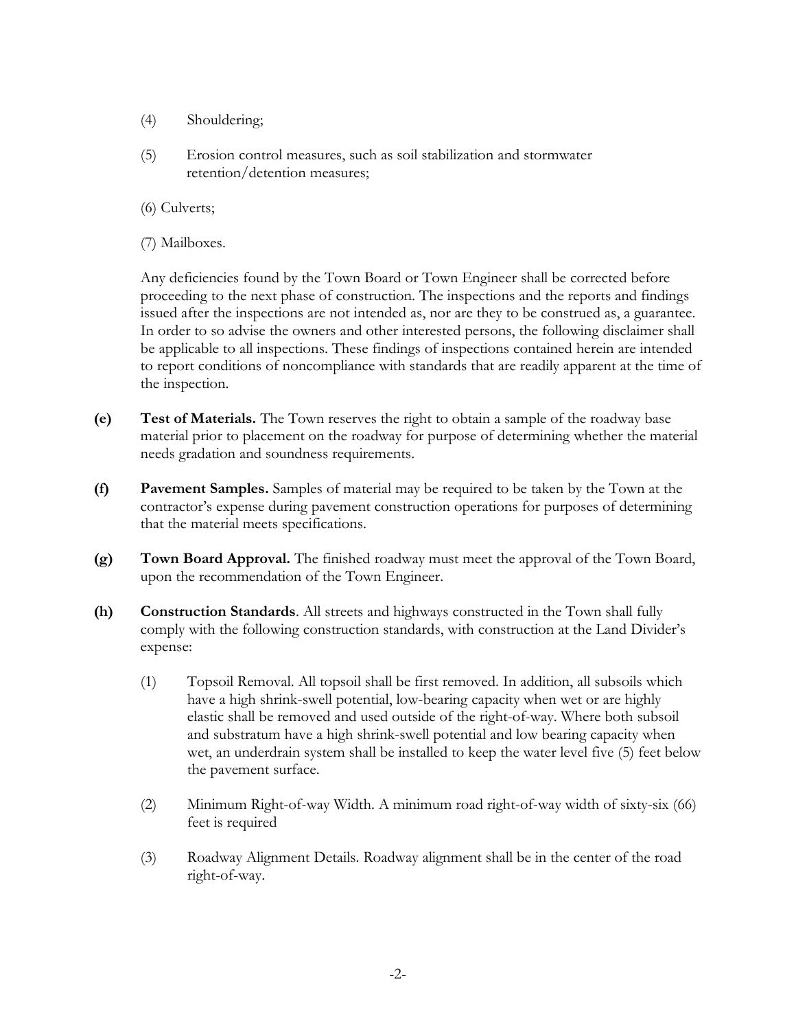(4) Shouldering;

(5) Erosion control measures, such as soil stabilization and stormwater retention/detention measures;

(6) Culverts;

(7) Mailboxes.

Any deficiencies found by the Town Board or Town Engineer shall be corrected before proceeding to the next phase of construction. The inspections and the reports and findings issued after the inspections are not intended as, nor are they to be construed as, a guarantee. In order to so advise the owners and other interested persons, the following disclaimer shall be applicable to all inspections. These findings of inspections contained herein are intended to report conditions of noncompliance with standards that are readily apparent at the time of the inspection.

**(e) Test of Materials.** The Town reserves the right to obtain a sample of the roadway base material prior to placement on the roadway for purpose of determining whether the material needs gradation and soundness requirements.

**(f) Pavement Samples.** Samples of material may be required to be taken by the Town at the contractor's expense during pavement construction operations for purposes of determining that the material meets specifications.

**(g) Town Board Approval.** The finished roadway must meet the approval of the Town Board, upon the recommendation of the Town Engineer.

**(h) Construction Standards**. All streets and highways constructed in the Town shall fully comply with the following construction standards, with construction at the Land Divider's expense:

(1) Topsoil Removal. All topsoil shall be first removed. In addition, all subsoils which have a high shrink-swell potential, low-bearing capacity when wet or are highly elastic shall be removed and used outside of the right-of-way. Where both subsoil and substratum have a high shrink-swell potential and low bearing capacity when wet, an underdrain system shall be installed to keep the water level five (5) feet below the pavement surface.

(2) Minimum Right-of-way Width. A minimum road right-of-way width of sixty-six (66) feet is required

(3) Roadway Alignment Details. Roadway alignment shall be in the center of the road right-of-way.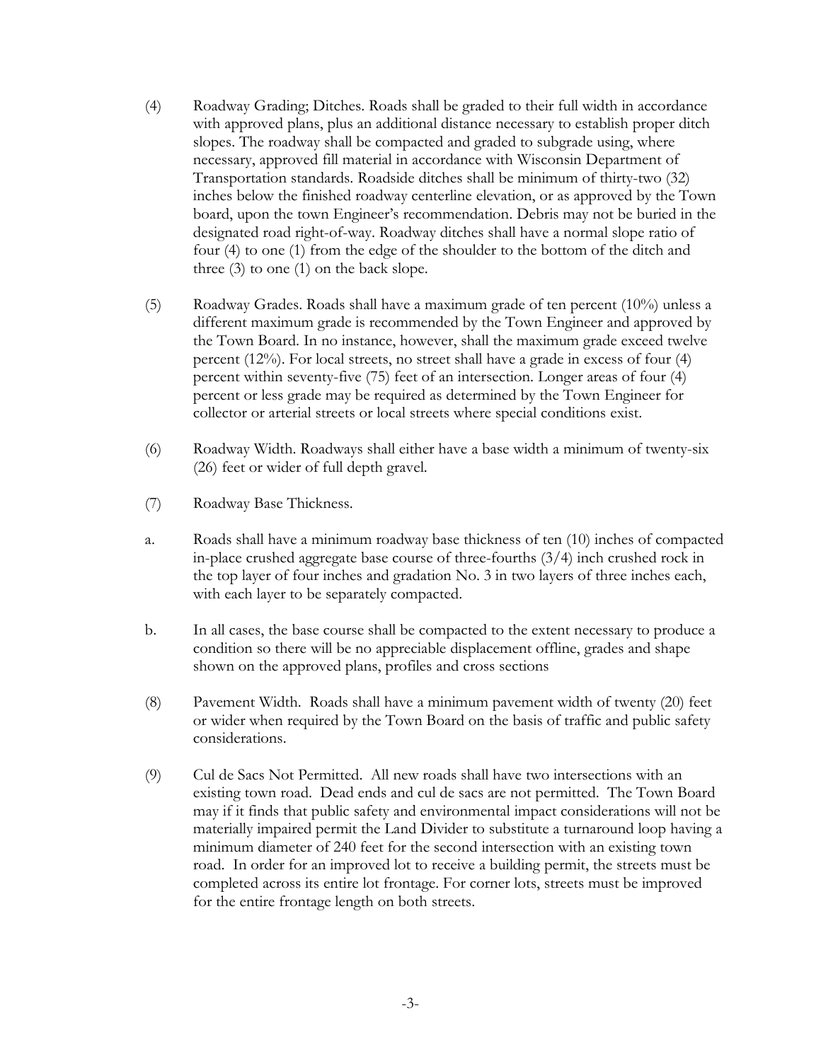(4) Roadway Grading; Ditches. Roads shall be graded to their full width in accordance with approved plans, plus an additional distance necessary to establish proper ditch slopes. The roadway shall be compacted and graded to subgrade using, where necessary, approved fill material in accordance with Wisconsin Department of Transportation standards. Roadside ditches shall be minimum of thirty-two (32) inches below the finished roadway centerline elevation, or as approved by the Town board, upon the town Engineer's recommendation. Debris may not be buried in the designated road right-of-way. Roadway ditches shall have a normal slope ratio of four (4) to one (1) from the edge of the shoulder to the bottom of the ditch and three (3) to one (1) on the back slope.

(5) Roadway Grades. Roads shall have a maximum grade of ten percent (10%) unless a different maximum grade is recommended by the Town Engineer and approved by the Town Board. In no instance, however, shall the maximum grade exceed twelve percent (12%). For local streets, no street shall have a grade in excess of four (4) percent within seventy-five (75) feet of an intersection. Longer areas of four (4) percent or less grade may be required as determined by the Town Engineer for collector or arterial streets or local streets where special conditions exist.

(6) Roadway Width. Roadways shall either have a base width a minimum of twenty-six (26) feet or wider of full depth gravel.

(7) Roadway Base Thickness.

a. Roads shall have a minimum roadway base thickness of ten (10) inches of compacted in-place crushed aggregate base course of three-fourths (3/4) inch crushed rock in the top layer of four inches and gradation No. 3 in two layers of three inches each, with each layer to be separately compacted.

b. In all cases, the base course shall be compacted to the extent necessary to produce a condition so there will be no appreciable displacement offline, grades and shape shown on the approved plans, profiles and cross sections

(8) Pavement Width. Roads shall have a minimum pavement width of twenty (20) feet or wider when required by the Town Board on the basis of traffic and public safety considerations.

(9) Cul de Sacs Not Permitted. All new roads shall have two intersections with an existing town road. Dead ends and cul de sacs are not permitted. The Town Board may if it finds that public safety and environmental impact considerations will not be materially impaired permit the Land Divider to substitute a turnaround loop having a minimum diameter of 240 feet for the second intersection with an existing town road. In order for an improved lot to receive a building permit, the streets must be completed across its entire lot frontage. For corner lots, streets must be improved for the entire frontage length on both streets.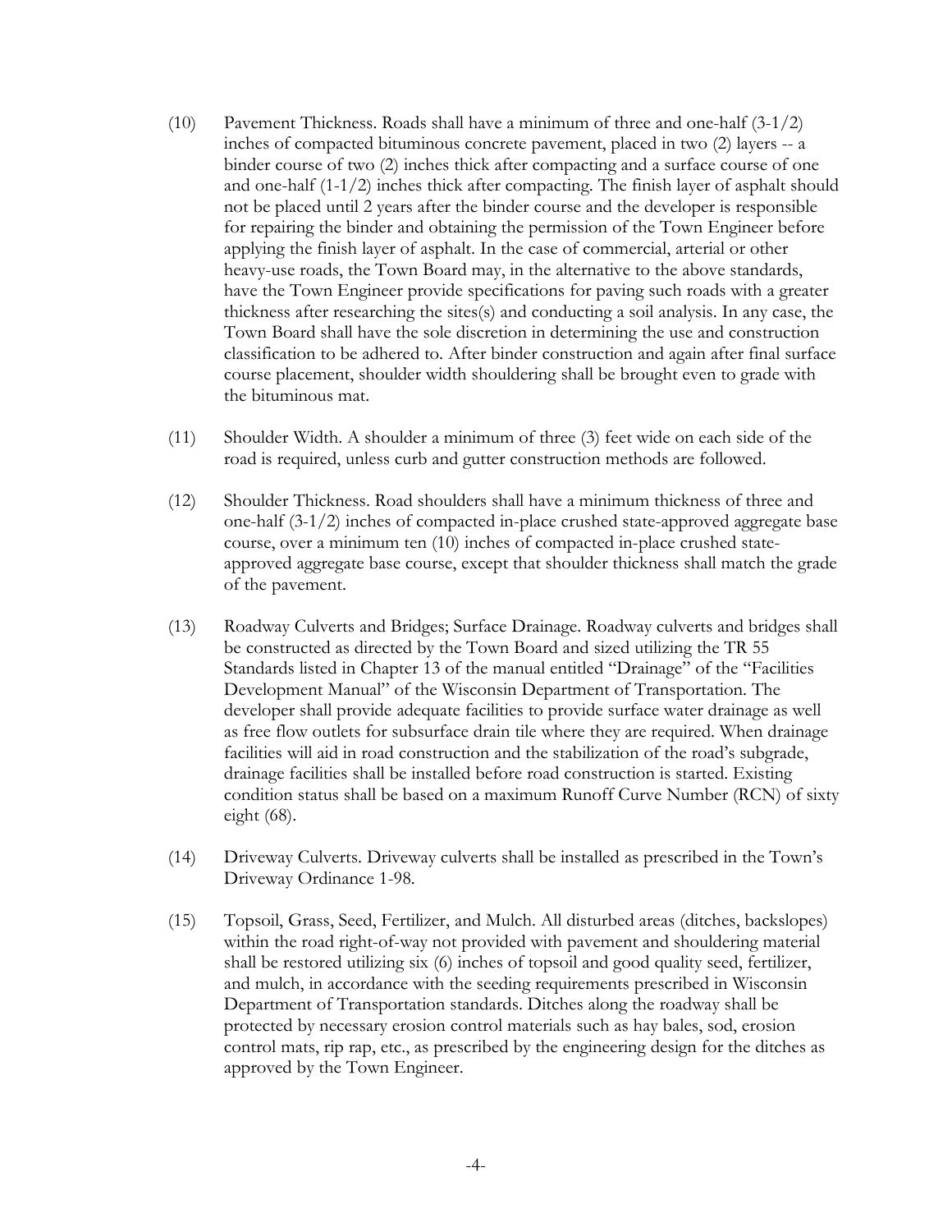(10) Pavement Thickness. Roads shall have a minimum of three and one-half (3-1/2) inches of compacted bituminous concrete pavement, placed in two (2) layers -- a binder course of two (2) inches thick after compacting and a surface course of one and one-half (1-1/2) inches thick after compacting. The finish layer of asphalt should not be placed until 2 years after the binder course and the developer is responsible for repairing the binder and obtaining the permission of the Town Engineer before applying the finish layer of asphalt. In the case of commercial, arterial or other heavy-use roads, the Town Board may, in the alternative to the above standards, have the Town Engineer provide specifications for paving such roads with a greater thickness after researching the sites(s) and conducting a soil analysis. In any case, the Town Board shall have the sole discretion in determining the use and construction classification to be adhered to. After binder construction and again after final surface course placement, shoulder width shouldering shall be brought even to grade with the bituminous mat.

(11) Shoulder Width. A shoulder a minimum of three (3) feet wide on each side of the road is required, unless curb and gutter construction methods are followed.

(12) Shoulder Thickness. Road shoulders shall have a minimum thickness of three and one-half (3-1/2) inches of compacted in-place crushed state-approved aggregate base course, over a minimum ten (10) inches of compacted in-place crushed state-approved aggregate base course, except that shoulder thickness shall match the grade of the pavement.

(13) Roadway Culverts and Bridges; Surface Drainage. Roadway culverts and bridges shall be constructed as directed by the Town Board and sized utilizing the TR 55 Standards listed in Chapter 13 of the manual entitled "Drainage" of the "Facilities Development Manual" of the Wisconsin Department of Transportation. The developer shall provide adequate facilities to provide surface water drainage as well as free flow outlets for subsurface drain tile where they are required. When drainage facilities will aid in road construction and the stabilization of the road's subgrade, drainage facilities shall be installed before road construction is started. Existing condition status shall be based on a maximum Runoff Curve Number (RCN) of sixty eight (68).

(14) Driveway Culverts. Driveway culverts shall be installed as prescribed in the Town's Driveway Ordinance 1-98.

(15) Topsoil, Grass, Seed, Fertilizer, and Mulch. All disturbed areas (ditches, backslopes) within the road right-of-way not provided with pavement and shouldering material shall be restored utilizing six (6) inches of topsoil and good quality seed, fertilizer, and mulch, in accordance with the seeding requirements prescribed in Wisconsin Department of Transportation standards. Ditches along the roadway shall be protected by necessary erosion control materials such as hay bales, sod, erosion control mats, rip rap, etc., as prescribed by the engineering design for the ditches as approved by the Town Engineer.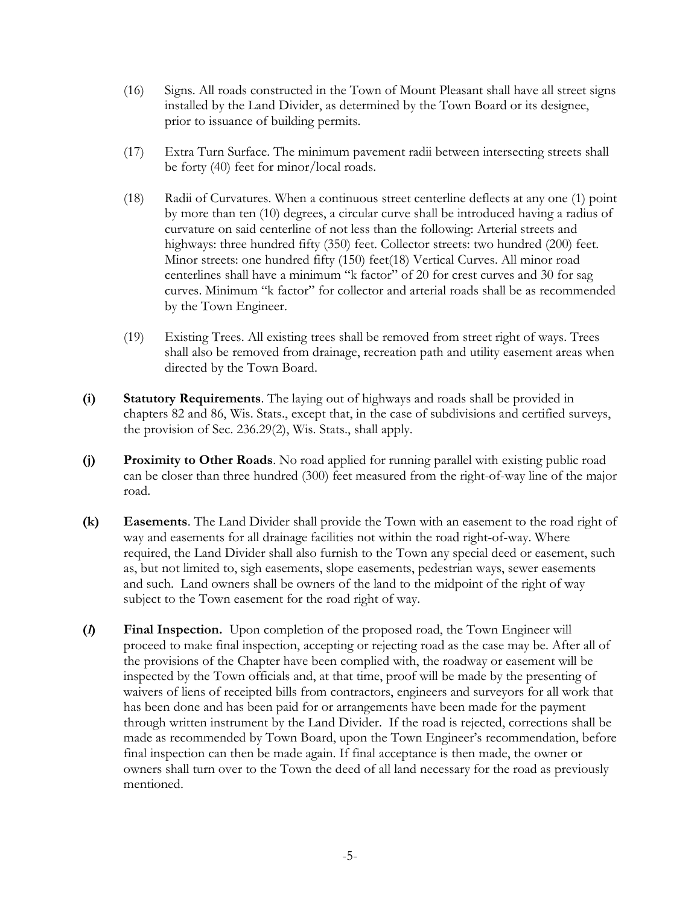(16) Signs. All roads constructed in the Town of Mount Pleasant shall have all street signs installed by the Land Divider, as determined by the Town Board or its designee, prior to issuance of building permits.

(17) Extra Turn Surface. The minimum pavement radii between intersecting streets shall be forty (40) feet for minor/local roads.

(18) Radii of Curvatures. When a continuous street centerline deflects at any one (1) point by more than ten (10) degrees, a circular curve shall be introduced having a radius of curvature on said centerline of not less than the following: Arterial streets and highways: three hundred fifty (350) feet. Collector streets: two hundred (200) feet. Minor streets: one hundred fifty (150) feet(18) Vertical Curves. All minor road centerlines shall have a minimum "k factor" of 20 for crest curves and 30 for sag curves. Minimum "k factor" for collector and arterial roads shall be as recommended by the Town Engineer.

(19) Existing Trees. All existing trees shall be removed from street right of ways. Trees shall also be removed from drainage, recreation path and utility easement areas when directed by the Town Board.

**(i) Statutory Requirements**. The laying out of highways and roads shall be provided in chapters 82 and 86, Wis. Stats., except that, in the case of subdivisions and certified surveys, the provision of Sec. 236.29(2), Wis. Stats., shall apply.

**(j) Proximity to Other Roads**. No road applied for running parallel with existing public road can be closer than three hundred (300) feet measured from the right-of-way line of the major road.

**(k) Easements**. The Land Divider shall provide the Town with an easement to the road right of way and easements for all drainage facilities not within the road right-of-way. Where required, the Land Divider shall also furnish to the Town any special deed or easement, such as, but not limited to, sigh easements, slope easements, pedestrian ways, sewer easements and such. Land owners shall be owners of the land to the midpoint of the right of way subject to the Town easement for the road right of way.

**(*l*) Final Inspection.** Upon completion of the proposed road, the Town Engineer will proceed to make final inspection, accepting or rejecting road as the case may be. After all of the provisions of the Chapter have been complied with, the roadway or easement will be inspected by the Town officials and, at that time, proof will be made by the presenting of waivers of liens of receipted bills from contractors, engineers and surveyors for all work that has been done and has been paid for or arrangements have been made for the payment through written instrument by the Land Divider. If the road is rejected, corrections shall be made as recommended by Town Board, upon the Town Engineer's recommendation, before final inspection can then be made again. If final acceptance is then made, the owner or owners shall turn over to the Town the deed of all land necessary for the road as previously mentioned.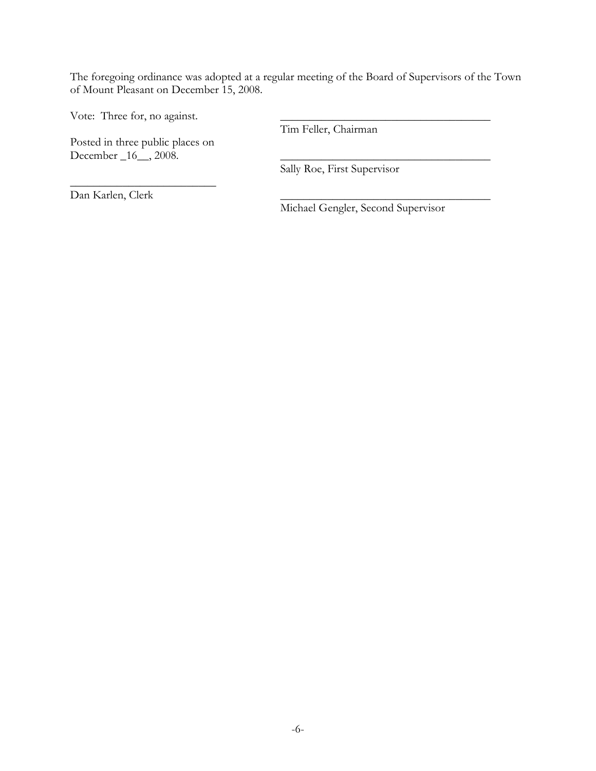The foregoing ordinance was adopted at a regular meeting of the Board of Supervisors of the Town of Mount Pleasant on December 15, 2008.

Vote: Three for, no against.

_____________________________________
Tim Feller, Chairman

Posted in three public places on December _16__, 2008.

_____________________________________
Sally Roe, First Supervisor

_________________________
Dan Karlen, Clerk

_____________________________________
Michael Gengler, Second Supervisor